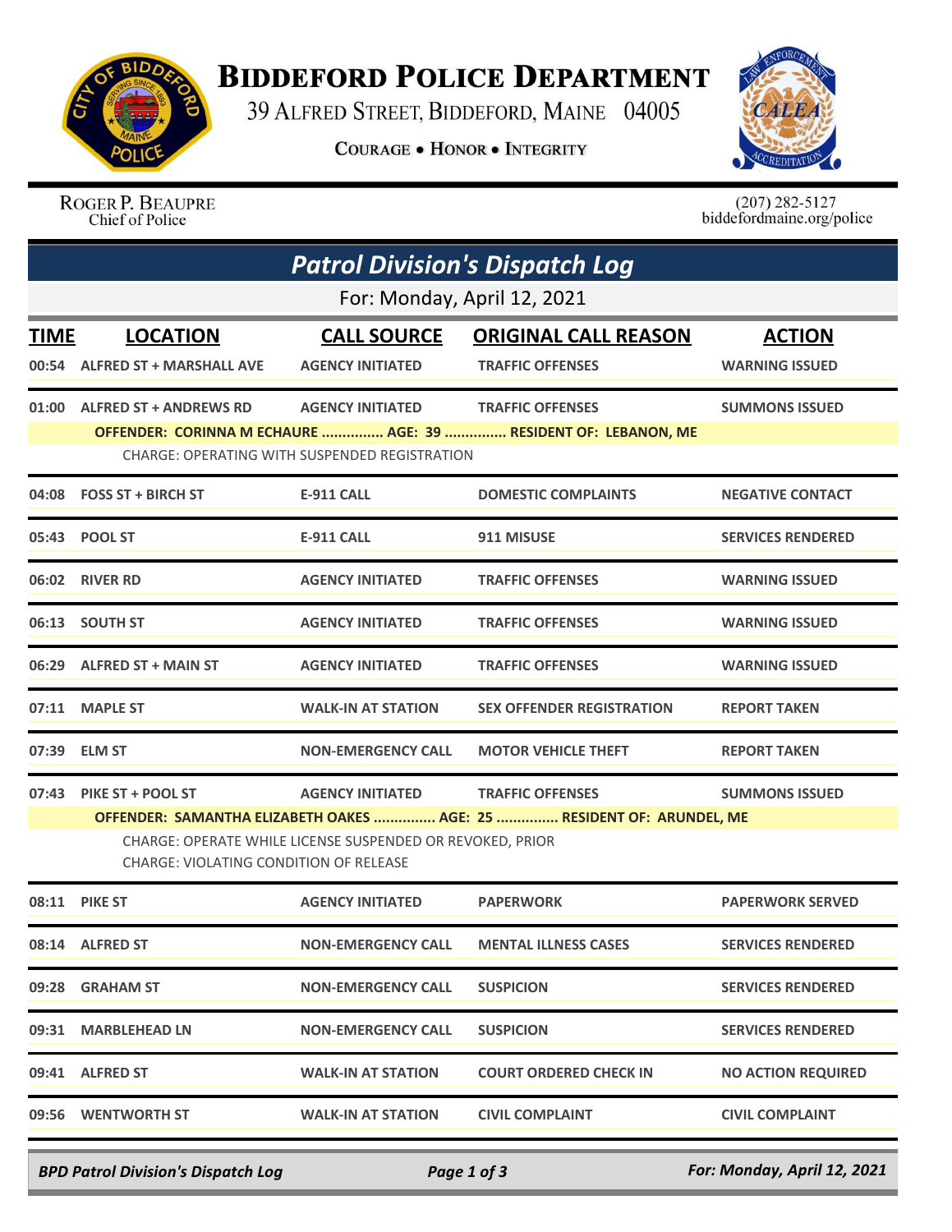# Biddeford Police Department

39 Alfred Street, Biddeford, Maine 04005

Courage • Honor • Integrity

Roger P. Beaupre
Chief of Police

(207) 282-5127
biddefordmaine.org/police

## Patrol Division's Dispatch Log

For: Monday, April 12, 2021

| TIME | LOCATION | CALL SOURCE | ORIGINAL CALL REASON | ACTION |
|---|---|---|---|---|
| 00:54 | ALFRED ST + MARSHALL AVE | AGENCY INITIATED | TRAFFIC OFFENSES | WARNING ISSUED |
| 01:00 | ALFRED ST + ANDREWS RD | AGENCY INITIATED | TRAFFIC OFFENSES | SUMMONS ISSUED |
| | OFFENDER: CORINNA M ECHAURE ............... AGE: 39 ............... RESIDENT OF: LEBANON, ME | | | |
| | CHARGE: OPERATING WITH SUSPENDED REGISTRATION | | | |
| 04:08 | FOSS ST + BIRCH ST | E-911 CALL | DOMESTIC COMPLAINTS | NEGATIVE CONTACT |
| 05:43 | POOL ST | E-911 CALL | 911 MISUSE | SERVICES RENDERED |
| 06:02 | RIVER RD | AGENCY INITIATED | TRAFFIC OFFENSES | WARNING ISSUED |
| 06:13 | SOUTH ST | AGENCY INITIATED | TRAFFIC OFFENSES | WARNING ISSUED |
| 06:29 | ALFRED ST + MAIN ST | AGENCY INITIATED | TRAFFIC OFFENSES | WARNING ISSUED |
| 07:11 | MAPLE ST | WALK-IN AT STATION | SEX OFFENDER REGISTRATION | REPORT TAKEN |
| 07:39 | ELM ST | NON-EMERGENCY CALL | MOTOR VEHICLE THEFT | REPORT TAKEN |
| 07:43 | PIKE ST + POOL ST | AGENCY INITIATED | TRAFFIC OFFENSES | SUMMONS ISSUED |
| | OFFENDER: SAMANTHA ELIZABETH OAKES ............... AGE: 25 ............... RESIDENT OF: ARUNDEL, ME | | | |
| | CHARGE: OPERATE WHILE LICENSE SUSPENDED OR REVOKED, PRIOR | | | |
| | CHARGE: VIOLATING CONDITION OF RELEASE | | | |
| 08:11 | PIKE ST | AGENCY INITIATED | PAPERWORK | PAPERWORK SERVED |
| 08:14 | ALFRED ST | NON-EMERGENCY CALL | MENTAL ILLNESS CASES | SERVICES RENDERED |
| 09:28 | GRAHAM ST | NON-EMERGENCY CALL | SUSPICION | SERVICES RENDERED |
| 09:31 | MARBLEHEAD LN | NON-EMERGENCY CALL | SUSPICION | SERVICES RENDERED |
| 09:41 | ALFRED ST | WALK-IN AT STATION | COURT ORDERED CHECK IN | NO ACTION REQUIRED |
| 09:56 | WENTWORTH ST | WALK-IN AT STATION | CIVIL COMPLAINT | CIVIL COMPLAINT |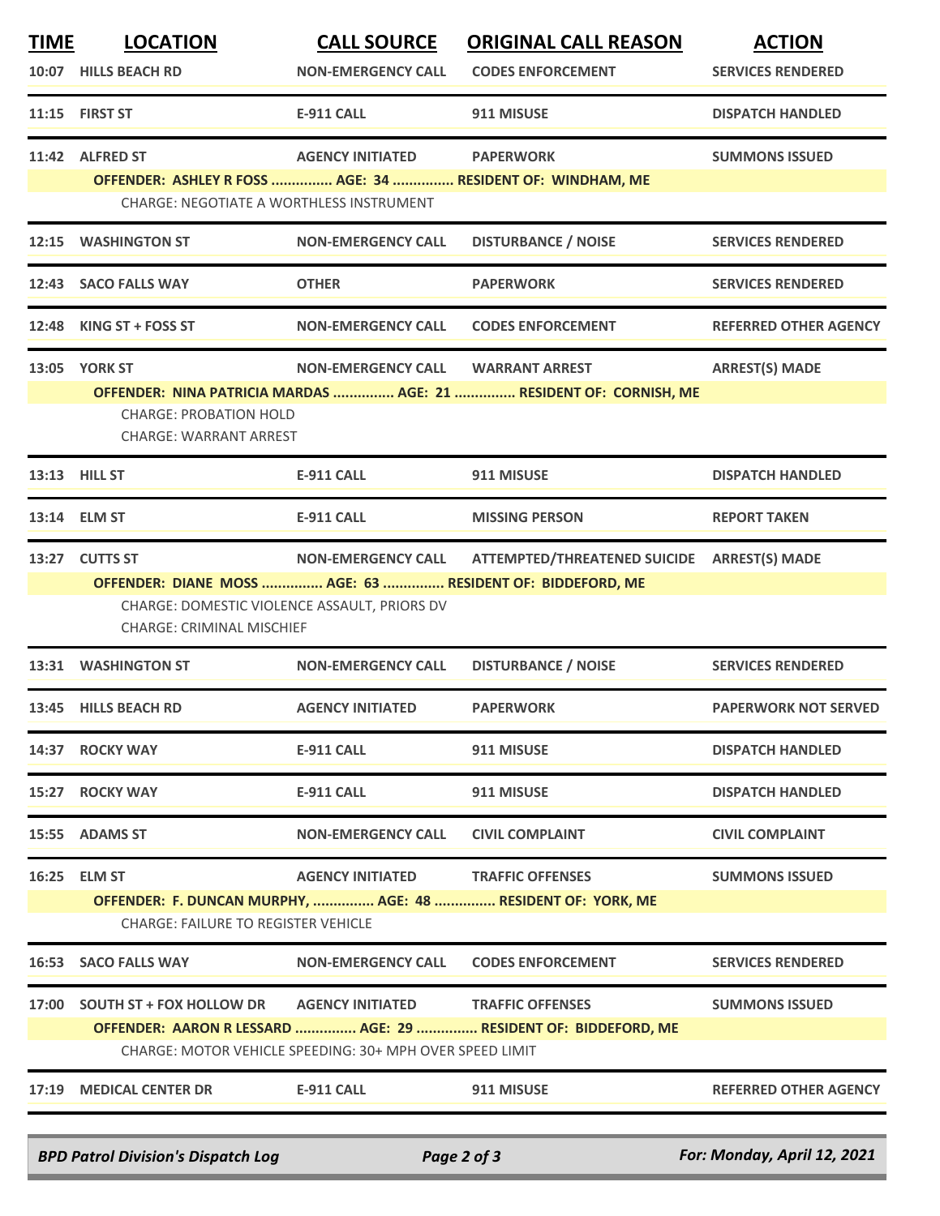| TIME | LOCATION | CALL SOURCE | ORIGINAL CALL REASON | ACTION |
|---|---|---|---|---|
| 10:07 | HILLS BEACH RD | NON-EMERGENCY CALL | CODES ENFORCEMENT | SERVICES RENDERED |
| 11:15 | FIRST ST | E-911 CALL | 911 MISUSE | DISPATCH HANDLED |
| 11:42 | ALFRED ST | AGENCY INITIATED | PAPERWORK | SUMMONS ISSUED |
| | OFFENDER: ASHLEY R FOSS ............... AGE: 34 ............... RESIDENT OF: WINDHAM, ME | | | |
| | CHARGE: NEGOTIATE A WORTHLESS INSTRUMENT | | | |
| 12:15 | WASHINGTON ST | NON-EMERGENCY CALL | DISTURBANCE / NOISE | SERVICES RENDERED |
| 12:43 | SACO FALLS WAY | OTHER | PAPERWORK | SERVICES RENDERED |
| 12:48 | KING ST + FOSS ST | NON-EMERGENCY CALL | CODES ENFORCEMENT | REFERRED OTHER AGENCY |
| 13:05 | YORK ST | NON-EMERGENCY CALL | WARRANT ARREST | ARREST(S) MADE |
| | OFFENDER: NINA PATRICIA MARDAS ............... AGE: 21 ............... RESIDENT OF: CORNISH, ME | | | |
| | CHARGE: PROBATION HOLD | | | |
| | CHARGE: WARRANT ARREST | | | |
| 13:13 | HILL ST | E-911 CALL | 911 MISUSE | DISPATCH HANDLED |
| 13:14 | ELM ST | E-911 CALL | MISSING PERSON | REPORT TAKEN |
| 13:27 | CUTTS ST | NON-EMERGENCY CALL | ATTEMPTED/THREATENED SUICIDE | ARREST(S) MADE |
| | OFFENDER: DIANE MOSS ............... AGE: 63 ............... RESIDENT OF: BIDDEFORD, ME | | | |
| | CHARGE: DOMESTIC VIOLENCE ASSAULT, PRIORS DV | | | |
| | CHARGE: CRIMINAL MISCHIEF | | | |
| 13:31 | WASHINGTON ST | NON-EMERGENCY CALL | DISTURBANCE / NOISE | SERVICES RENDERED |
| 13:45 | HILLS BEACH RD | AGENCY INITIATED | PAPERWORK | PAPERWORK NOT SERVED |
| 14:37 | ROCKY WAY | E-911 CALL | 911 MISUSE | DISPATCH HANDLED |
| 15:27 | ROCKY WAY | E-911 CALL | 911 MISUSE | DISPATCH HANDLED |
| 15:55 | ADAMS ST | NON-EMERGENCY CALL | CIVIL COMPLAINT | CIVIL COMPLAINT |
| 16:25 | ELM ST | AGENCY INITIATED | TRAFFIC OFFENSES | SUMMONS ISSUED |
| | OFFENDER: F. DUNCAN MURPHY, ............... AGE: 48 ............... RESIDENT OF: YORK, ME | | | |
| | CHARGE: FAILURE TO REGISTER VEHICLE | | | |
| 16:53 | SACO FALLS WAY | NON-EMERGENCY CALL | CODES ENFORCEMENT | SERVICES RENDERED |
| 17:00 | SOUTH ST + FOX HOLLOW DR | AGENCY INITIATED | TRAFFIC OFFENSES | SUMMONS ISSUED |
| | OFFENDER: AARON R LESSARD ............... AGE: 29 ............... RESIDENT OF: BIDDEFORD, ME | | | |
| | CHARGE: MOTOR VEHICLE SPEEDING: 30+ MPH OVER SPEED LIMIT | | | |
| 17:19 | MEDICAL CENTER DR | E-911 CALL | 911 MISUSE | REFERRED OTHER AGENCY |

*BPD Patrol Division's Dispatch Log* — *For: Monday, April 12, 2021*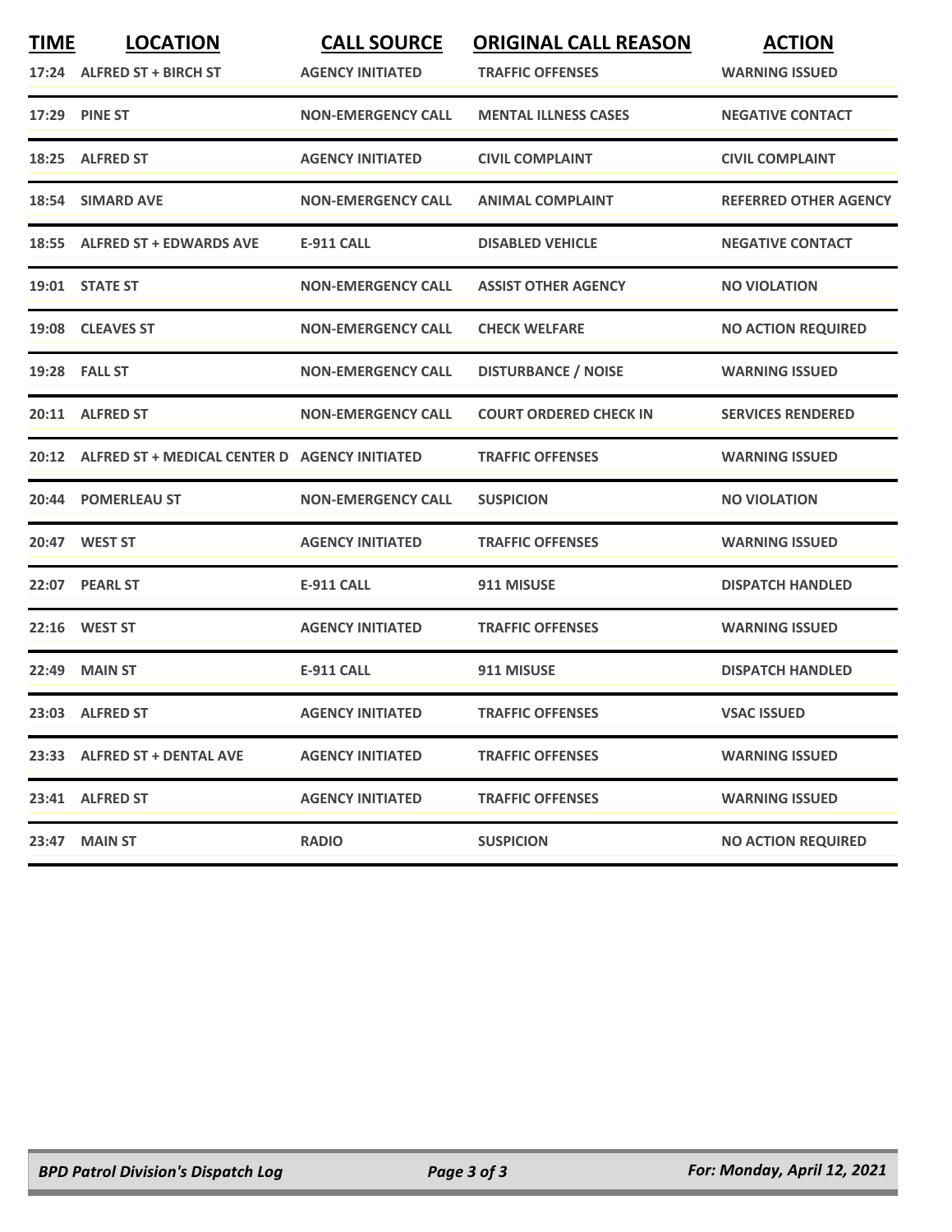| TIME | LOCATION | CALL SOURCE | ORIGINAL CALL REASON | ACTION |
|---|---|---|---|---|
| 17:24 | ALFRED ST + BIRCH ST | AGENCY INITIATED | TRAFFIC OFFENSES | WARNING ISSUED |
| 17:29 | PINE ST | NON-EMERGENCY CALL | MENTAL ILLNESS CASES | NEGATIVE CONTACT |
| 18:25 | ALFRED ST | AGENCY INITIATED | CIVIL COMPLAINT | CIVIL COMPLAINT |
| 18:54 | SIMARD AVE | NON-EMERGENCY CALL | ANIMAL COMPLAINT | REFERRED OTHER AGENCY |
| 18:55 | ALFRED ST + EDWARDS AVE | E-911 CALL | DISABLED VEHICLE | NEGATIVE CONTACT |
| 19:01 | STATE ST | NON-EMERGENCY CALL | ASSIST OTHER AGENCY | NO VIOLATION |
| 19:08 | CLEAVES ST | NON-EMERGENCY CALL | CHECK WELFARE | NO ACTION REQUIRED |
| 19:28 | FALL ST | NON-EMERGENCY CALL | DISTURBANCE / NOISE | WARNING ISSUED |
| 20:11 | ALFRED ST | NON-EMERGENCY CALL | COURT ORDERED CHECK IN | SERVICES RENDERED |
| 20:12 | ALFRED ST + MEDICAL CENTER D | AGENCY INITIATED | TRAFFIC OFFENSES | WARNING ISSUED |
| 20:44 | POMERLEAU ST | NON-EMERGENCY CALL | SUSPICION | NO VIOLATION |
| 20:47 | WEST ST | AGENCY INITIATED | TRAFFIC OFFENSES | WARNING ISSUED |
| 22:07 | PEARL ST | E-911 CALL | 911 MISUSE | DISPATCH HANDLED |
| 22:16 | WEST ST | AGENCY INITIATED | TRAFFIC OFFENSES | WARNING ISSUED |
| 22:49 | MAIN ST | E-911 CALL | 911 MISUSE | DISPATCH HANDLED |
| 23:03 | ALFRED ST | AGENCY INITIATED | TRAFFIC OFFENSES | VSAC ISSUED |
| 23:33 | ALFRED ST + DENTAL AVE | AGENCY INITIATED | TRAFFIC OFFENSES | WARNING ISSUED |
| 23:41 | ALFRED ST | AGENCY INITIATED | TRAFFIC OFFENSES | WARNING ISSUED |
| 23:47 | MAIN ST | RADIO | SUSPICION | NO ACTION REQUIRED |